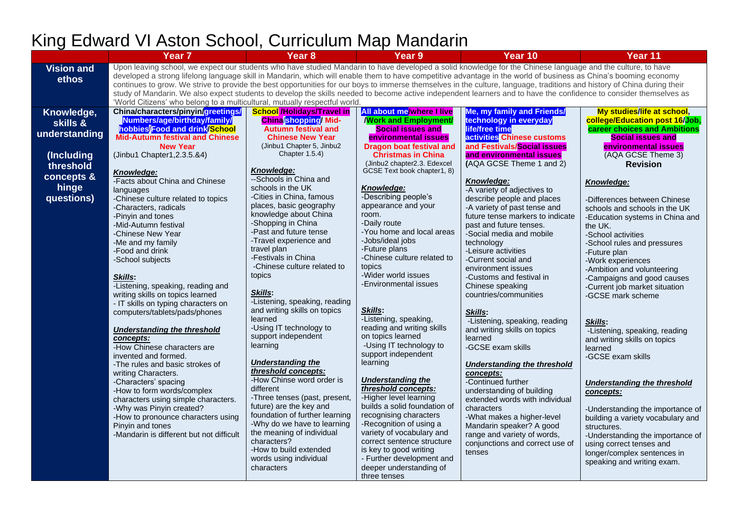# King Edward VI Aston School, Curriculum Map Mandarin

| | Year 7 | Year 8 | Year 9 | Year 10 | Year 11 |
|---|---|---|---|---|---|
| **Vision and ethos** | Upon leaving school, we expect our students who have studied Mandarin to have developed a solid knowledge for the Chinese language and the culture, to have developed a strong lifelong language skill in Mandarin, which will enable them to have competitive advantage in the world of business as China's booming economy continues to grow. We strive to provide the best opportunities for our boys to immerse themselves in the culture, language, traditions and history of China during their study of Mandarin. We also expect students to develop the skills needed to become active independent learners and to have the confidence to consider themselves as 'World Citizens' who belong to a multicultural, mutually respectful world. | | | | |
| **Knowledge, skills & understanding**<br><br>**(Including threshold concepts & hinge questions)** | **China/characters/pinyin/greetings/ Numbers/age/birthday/family/ hobbies/Food and drink/School**<br>**Mid-Autumn festival and Chinese New Year**<br>(Jinbu1 Chapter1,2.3.5.&4)<br><br>***Knowledge:***<br>-Facts about China and Chinese languages<br>-Chinese culture related to topics<br>-Characters, radicals<br>-Pinyin and tones<br>-Mid-Autumn festival<br>-Chinese New Year<br>-Me and my family<br>-Food and drink<br>-School subjects<br><br>***Skills:***<br>-Listening, speaking, reading and writing skills on topics learned<br>- IT skills on typing characters on computers/tablets/pads/phones<br><br>***Understanding the threshold concepts:***<br>-How Chinese characters are invented and formed.<br>-The rules and basic strokes of writing Characters.<br>-Characters' spacing<br>-How to form words/complex characters using simple characters.<br>-Why was Pinyin created?<br>-How to pronounce characters using Pinyin and tones<br>-Mandarin is different but not difficult | **School /Holidays/Travel in China/shopping/ Mid-Autumn festival and Chinese New Year**<br>(Jinbu1 Chapter 5, Jinbu2 Chapter 1.5.4)<br><br>***Knowledge:***<br>--Schools in China and schools in the UK<br>-Cities in China, famous places, basic geography knowledge about China<br>-Shopping in China<br>-Past and future tense<br>-Travel experience and travel plan<br>-Festivals in China<br>-Chinese culture related to topics<br><br>***Skills:***<br>-Listening, speaking, reading and writing skills on topics learned<br>-Using IT technology to support independent learning<br><br>***Understanding the threshold concepts:***<br>-How Chinse word order is different<br>-Three tenses (past, present, future) are the key and foundation of further learning<br>-Why do we have to learning the meaning of individual characters?<br>-How to build extended words using individual characters | **All about me/where I live /Work and Employment/ Social issues and environmental issues**<br>**Dragon boat festival and Christmas in China**<br>(Jinbu2 chapter2.3. Edexcel GCSE Text book chapter1, 8)<br><br>***Knowledge:***<br>-Describing people's appearance and your room.<br>-Daily route<br>-You home and local areas<br>-Jobs/ideal jobs<br>-Future plans<br>-Chinese culture related to topics<br>-Wider world issues<br>-Environmental issues<br><br>***Skills:***<br>-Listening, speaking, reading and writing skills on topics learned<br>-Using IT technology to support independent learning<br><br>***Understanding the threshold concepts:***<br>-Higher level learning builds a solid foundation of recognising characters<br>-Recognition of using a variety of vocabulary and correct sentence structure is key to good writing<br>- Further development and deeper understanding of three tenses | **Me, my family and Friends/ technology in everyday life/free time activities Chinese customs and Festivals/Social issues and environmental issues**<br>**(AQA GCSE Theme 1 and 2)**<br><br>***Knowledge:***<br>-A variety of adjectives to describe people and places<br>-A variety of past tense and future tense markers to indicate past and future tenses.<br>-Social media and mobile technology<br>-Leisure activities<br>-Current social and environment issues<br>-Customs and festival in Chinese speaking countries/communities<br><br>***Skills:***<br>-Listening, speaking, reading and writing skills on topics learned<br>-GCSE exam skills<br><br>***Understanding the threshold concepts:***<br>-Continued further understanding of building extended words with individual characters<br>-What makes a higher-level Mandarin speaker? A good range and variety of words, conjunctions and correct use of tenses | **My studies/life at school, college/Education post 16/Job, career choices and Ambitions Social issues and environmental issues**<br>(AQA GCSE Theme 3)<br>**Revision**<br><br>***Knowledge:***<br>-Differences between Chinese schools and schools in the UK<br>-Education systems in China and the UK.<br>-School activities<br>-School rules and pressures<br>-Future plan<br>-Work experiences<br>-Ambition and volunteering<br>-Campaigns and good causes<br>-Current job market situation<br>-GCSE mark scheme<br><br>***Skills:***<br>-Listening, speaking, reading and writing skills on topics learned<br>-GCSE exam skills<br><br>***Understanding the threshold concepts:***<br>-Understanding the importance of building a variety vocabulary and structures.<br>-Understanding the importance of using correct tenses and longer/complex sentences in speaking and writing exam. |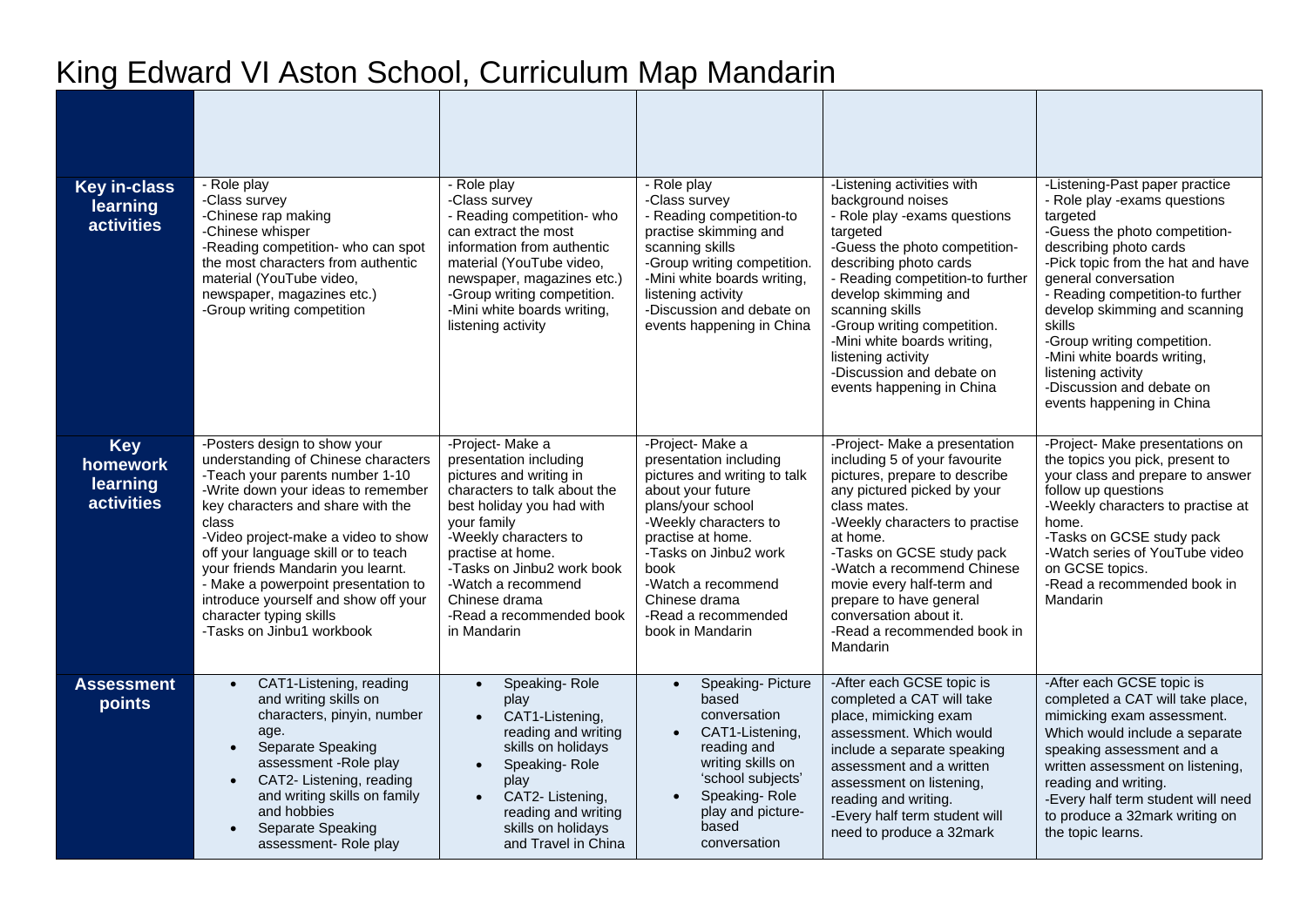# King Edward VI Aston School, Curriculum Map Mandarin

| | | | | | |
|---|---|---|---|---|---|
| **Key in-class learning activities** | - Role play<br>-Class survey<br>-Chinese rap making<br>-Chinese whisper<br>-Reading competition- who can spot the most characters from authentic material (YouTube video, newspaper, magazines etc.)<br>-Group writing competition | - Role play<br>-Class survey<br>- Reading competition- who can extract the most information from authentic material (YouTube video, newspaper, magazines etc.)<br>-Group writing competition.<br>-Mini white boards writing, listening activity | - Role play<br>-Class survey<br>- Reading competition-to practise skimming and scanning skills<br>-Group writing competition.<br>-Mini white boards writing, listening activity<br>-Discussion and debate on events happening in China | -Listening activities with background noises<br>- Role play -exams questions targeted<br>-Guess the photo competition-describing photo cards<br>- Reading competition-to further develop skimming and scanning skills<br>-Group writing competition.<br>-Mini white boards writing, listening activity<br>-Discussion and debate on events happening in China | -Listening-Past paper practice<br>- Role play -exams questions targeted<br>-Guess the photo competition-describing photo cards<br>-Pick topic from the hat and have general conversation<br>- Reading competition-to further develop skimming and scanning skills<br>-Group writing competition.<br>-Mini white boards writing, listening activity<br>-Discussion and debate on events happening in China |
| **Key homework learning activities** | -Posters design to show your understanding of Chinese characters<br>-Teach your parents number 1-10<br>-Write down your ideas to remember key characters and share with the class<br>-Video project-make a video to show off your language skill or to teach your friends Mandarin you learnt.<br>- Make a powerpoint presentation to introduce yourself and show off your character typing skills<br>-Tasks on Jinbu1 workbook | -Project- Make a presentation including pictures and writing in characters to talk about the best holiday you had with your family<br>-Weekly characters to practise at home.<br>-Tasks on Jinbu2 work book<br>-Watch a recommend Chinese drama<br>-Read a recommended book in Mandarin | -Project- Make a presentation including pictures and writing to talk about your future plans/your school<br>-Weekly characters to practise at home.<br>-Tasks on Jinbu2 work book<br>-Watch a recommend Chinese drama<br>-Read a recommended book in Mandarin | -Project- Make a presentation including 5 of your favourite pictures, prepare to describe any pictured picked by your class mates.<br>-Weekly characters to practise at home.<br>-Tasks on GCSE study pack<br>-Watch a recommend Chinese movie every half-term and prepare to have general conversation about it.<br>-Read a recommended book in Mandarin | -Project- Make presentations on the topics you pick, present to your class and prepare to answer follow up questions<br>-Weekly characters to practise at home.<br>-Tasks on GCSE study pack<br>-Watch series of YouTube video on GCSE topics.<br>-Read a recommended book in Mandarin |
| **Assessment points** | • CAT1-Listening, reading and writing skills on characters, pinyin, number age.<br>• Separate Speaking assessment -Role play<br>• CAT2- Listening, reading and writing skills on family and hobbies<br>• Separate Speaking assessment- Role play | • Speaking- Role play<br>• CAT1-Listening, reading and writing skills on holidays<br>• Speaking- Role play<br>• CAT2- Listening, reading and writing skills on holidays and Travel in China | • Speaking- Picture based conversation<br>• CAT1-Listening, reading and writing skills on 'school subjects'<br>• Speaking- Role play and picture-based conversation | -After each GCSE topic is completed a CAT will take place, mimicking exam assessment. Which would include a separate speaking assessment and a written assessment on listening, reading and writing.<br>-Every half term student will need to produce a 32mark | -After each GCSE topic is completed a CAT will take place, mimicking exam assessment. Which would include a separate speaking assessment and a written assessment on listening, reading and writing.<br>-Every half term student will need to produce a 32mark writing on the topic learns. |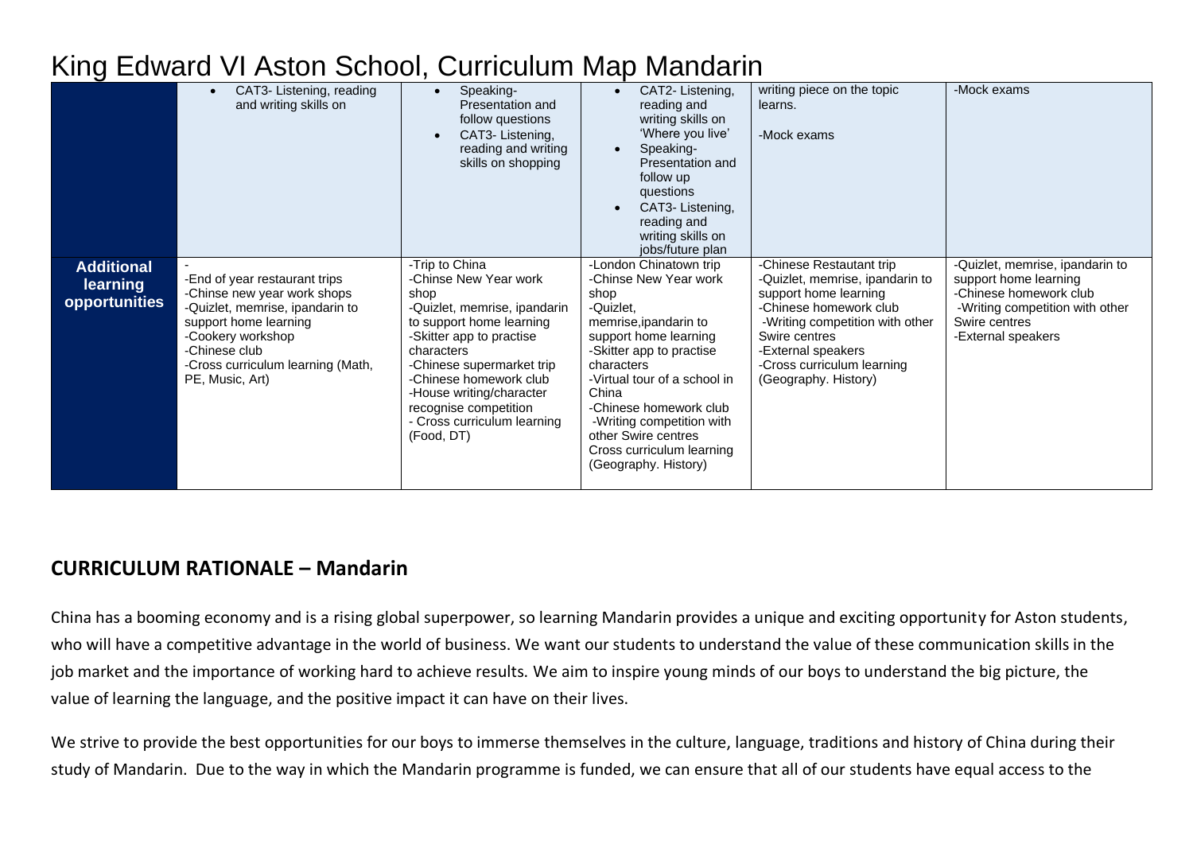# King Edward VI Aston School, Curriculum Map Mandarin

| | | | | | |
|---|---|---|---|---|---|
| | • CAT3- Listening, reading and writing skills on | • Speaking- Presentation and follow questions<br>• CAT3- Listening, reading and writing skills on shopping | • CAT2- Listening, reading and writing skills on 'Where you live'<br>• Speaking- Presentation and follow up questions<br>• CAT3- Listening, reading and writing skills on jobs/future plan | writing piece on the topic learns.<br><br>-Mock exams | -Mock exams |
| **Additional learning opportunities** | -<br>-End of year restaurant trips<br>-Chinse new year work shops<br>-Quizlet, memrise, ipandarin to support home learning<br>-Cookery workshop<br>-Chinese club<br>-Cross curriculum learning (Math, PE, Music, Art) | -Trip to China<br>-Chinse New Year work shop<br>-Quizlet, memrise, ipandarin to support home learning<br>-Skitter app to practise characters<br>-Chinese supermarket trip<br>-Chinese homework club<br>-House writing/character recognise competition<br>- Cross curriculum learning (Food, DT) | -London Chinatown trip<br>-Chinse New Year work shop<br>-Quizlet, memrise,ipandarin to support home learning<br>-Skitter app to practise characters<br>-Virtual tour of a school in China<br>-Chinese homework club<br>-Writing competition with other Swire centres<br>Cross curriculum learning (Geography. History) | -Chinese Restautant trip<br>-Quizlet, memrise, ipandarin to support home learning<br>-Chinese homework club<br>-Writing competition with other Swire centres<br>-External speakers<br>-Cross curriculum learning (Geography. History) | -Quizlet, memrise, ipandarin to support home learning<br>-Chinese homework club<br>-Writing competition with other Swire centres<br>-External speakers |

## CURRICULUM RATIONALE – Mandarin

China has a booming economy and is a rising global superpower, so learning Mandarin provides a unique and exciting opportunity for Aston students, who will have a competitive advantage in the world of business. We want our students to understand the value of these communication skills in the job market and the importance of working hard to achieve results. We aim to inspire young minds of our boys to understand the big picture, the value of learning the language, and the positive impact it can have on their lives.

We strive to provide the best opportunities for our boys to immerse themselves in the culture, language, traditions and history of China during their study of Mandarin. Due to the way in which the Mandarin programme is funded, we can ensure that all of our students have equal access to the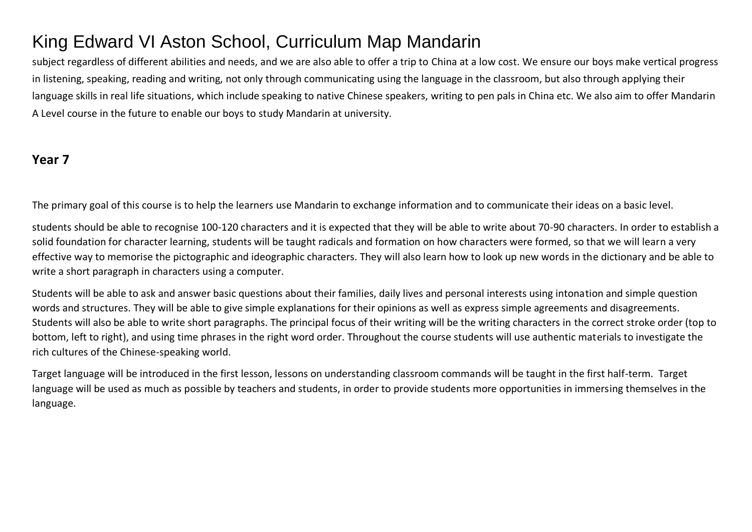# King Edward VI Aston School, Curriculum Map Mandarin

subject regardless of different abilities and needs, and we are also able to offer a trip to China at a low cost. We ensure our boys make vertical progress in listening, speaking, reading and writing, not only through communicating using the language in the classroom, but also through applying their language skills in real life situations, which include speaking to native Chinese speakers, writing to pen pals in China etc. We also aim to offer Mandarin A Level course in the future to enable our boys to study Mandarin at university.

## Year 7

The primary goal of this course is to help the learners use Mandarin to exchange information and to communicate their ideas on a basic level.

students should be able to recognise 100-120 characters and it is expected that they will be able to write about 70-90 characters. In order to establish a solid foundation for character learning, students will be taught radicals and formation on how characters were formed, so that we will learn a very effective way to memorise the pictographic and ideographic characters. They will also learn how to look up new words in the dictionary and be able to write a short paragraph in characters using a computer.

Students will be able to ask and answer basic questions about their families, daily lives and personal interests using intonation and simple question words and structures. They will be able to give simple explanations for their opinions as well as express simple agreements and disagreements. Students will also be able to write short paragraphs. The principal focus of their writing will be the writing characters in the correct stroke order (top to bottom, left to right), and using time phrases in the right word order. Throughout the course students will use authentic materials to investigate the rich cultures of the Chinese-speaking world.

Target language will be introduced in the first lesson, lessons on understanding classroom commands will be taught in the first half-term. Target language will be used as much as possible by teachers and students, in order to provide students more opportunities in immersing themselves in the language.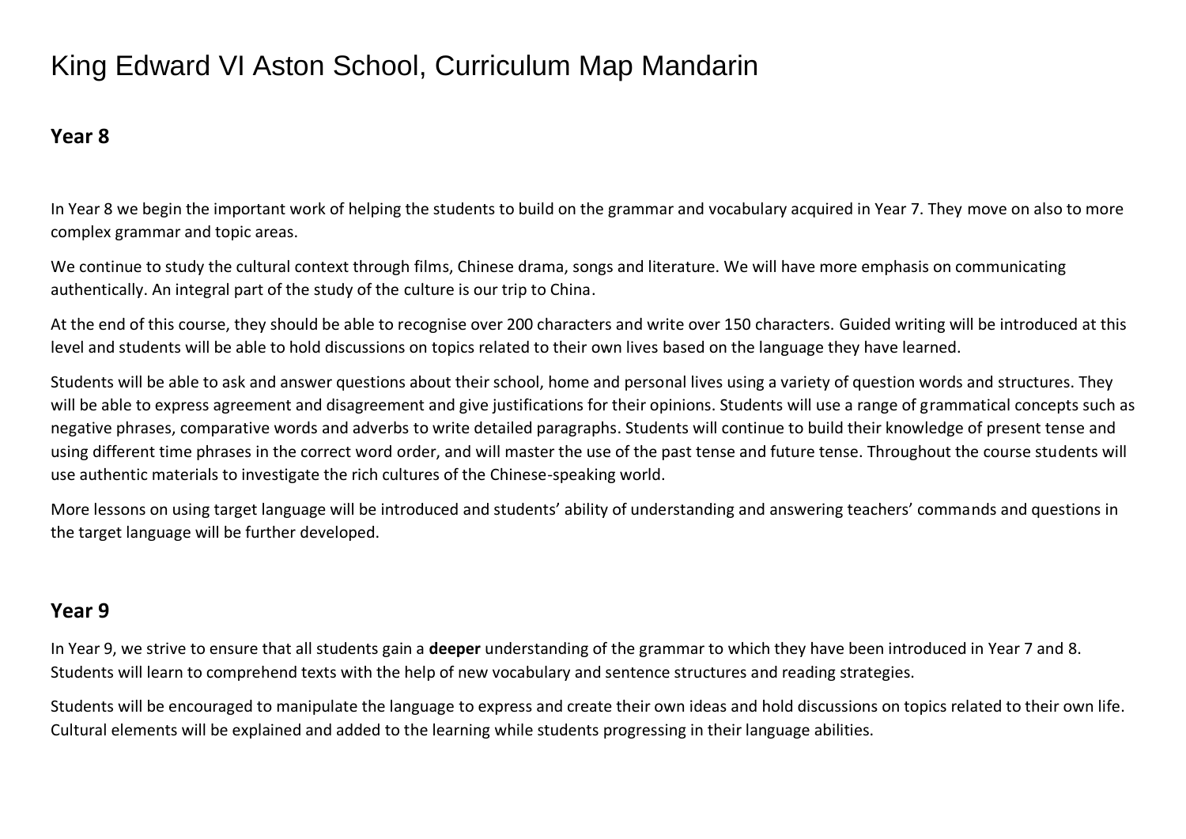# King Edward VI Aston School, Curriculum Map Mandarin

## Year 8

In Year 8 we begin the important work of helping the students to build on the grammar and vocabulary acquired in Year 7. They move on also to more complex grammar and topic areas.

We continue to study the cultural context through films, Chinese drama, songs and literature. We will have more emphasis on communicating authentically. An integral part of the study of the culture is our trip to China.

At the end of this course, they should be able to recognise over 200 characters and write over 150 characters. Guided writing will be introduced at this level and students will be able to hold discussions on topics related to their own lives based on the language they have learned.

Students will be able to ask and answer questions about their school, home and personal lives using a variety of question words and structures. They will be able to express agreement and disagreement and give justifications for their opinions. Students will use a range of grammatical concepts such as negative phrases, comparative words and adverbs to write detailed paragraphs. Students will continue to build their knowledge of present tense and using different time phrases in the correct word order, and will master the use of the past tense and future tense. Throughout the course students will use authentic materials to investigate the rich cultures of the Chinese-speaking world.

More lessons on using target language will be introduced and students' ability of understanding and answering teachers' commands and questions in the target language will be further developed.

## Year 9

In Year 9, we strive to ensure that all students gain a **deeper** understanding of the grammar to which they have been introduced in Year 7 and 8. Students will learn to comprehend texts with the help of new vocabulary and sentence structures and reading strategies.

Students will be encouraged to manipulate the language to express and create their own ideas and hold discussions on topics related to their own life. Cultural elements will be explained and added to the learning while students progressing in their language abilities.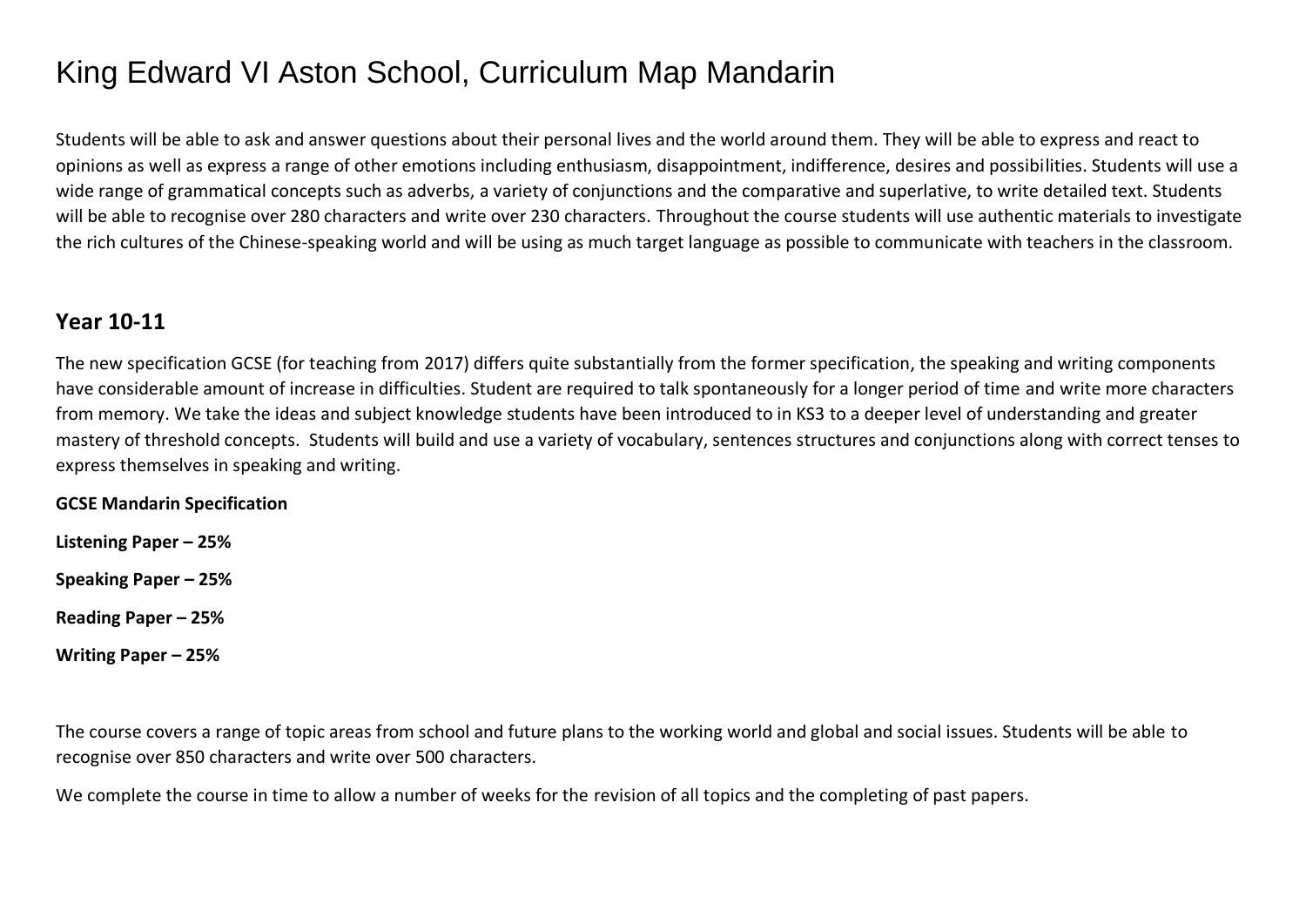# King Edward VI Aston School, Curriculum Map Mandarin

Students will be able to ask and answer questions about their personal lives and the world around them. They will be able to express and react to opinions as well as express a range of other emotions including enthusiasm, disappointment, indifference, desires and possibilities. Students will use a wide range of grammatical concepts such as adverbs, a variety of conjunctions and the comparative and superlative, to write detailed text. Students will be able to recognise over 280 characters and write over 230 characters. Throughout the course students will use authentic materials to investigate the rich cultures of the Chinese-speaking world and will be using as much target language as possible to communicate with teachers in the classroom.

## Year 10-11

The new specification GCSE (for teaching from 2017) differs quite substantially from the former specification, the speaking and writing components have considerable amount of increase in difficulties. Student are required to talk spontaneously for a longer period of time and write more characters from memory. We take the ideas and subject knowledge students have been introduced to in KS3 to a deeper level of understanding and greater mastery of threshold concepts. Students will build and use a variety of vocabulary, sentences structures and conjunctions along with correct tenses to express themselves in speaking and writing.

**GCSE Mandarin Specification**

**Listening Paper – 25%**

**Speaking Paper – 25%**

**Reading Paper – 25%**

**Writing Paper – 25%**

The course covers a range of topic areas from school and future plans to the working world and global and social issues. Students will be able to recognise over 850 characters and write over 500 characters.

We complete the course in time to allow a number of weeks for the revision of all topics and the completing of past papers.